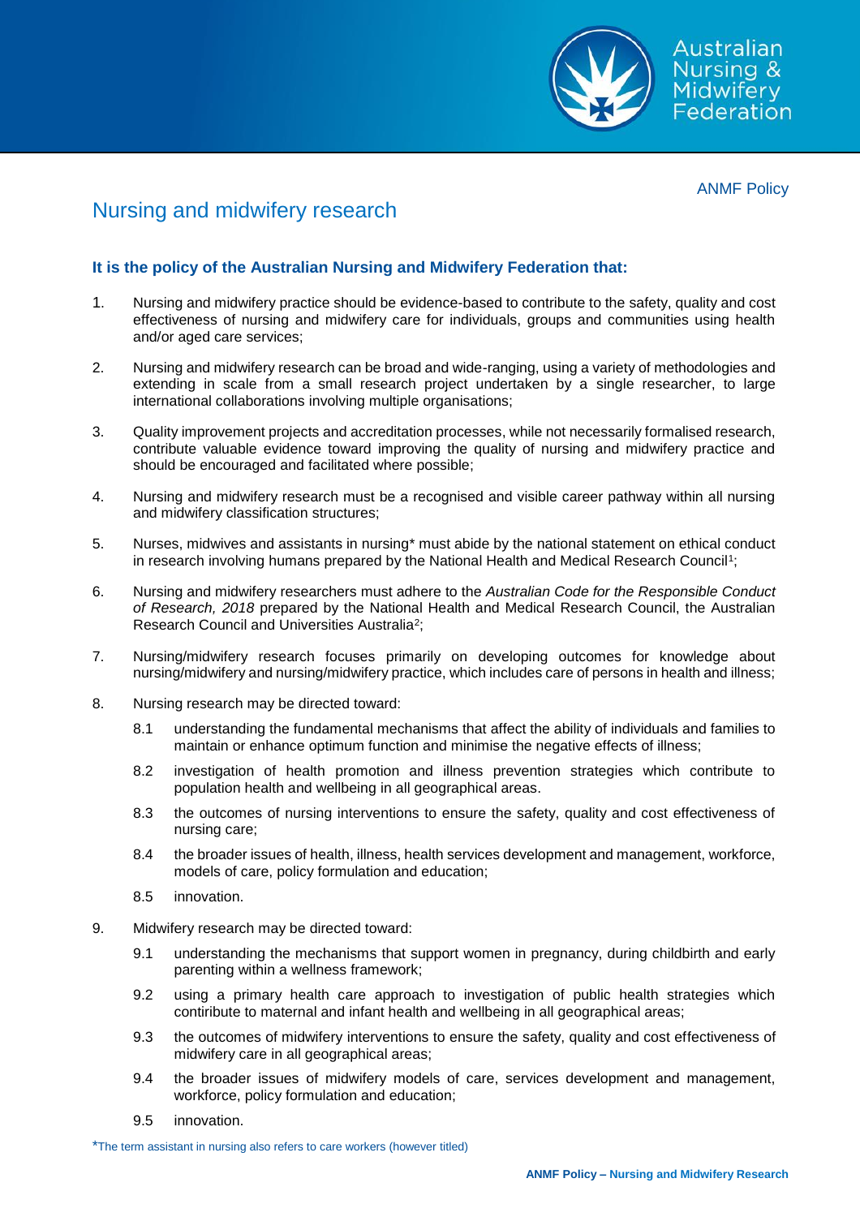ANMF Policy

# Nursing and midwifery research

**It is the policy of the Australian Nursing and Midwifery Federation that:**

1. Nursing and midwifery practice should be evidence-based to contribute to the safety, quality and cost effectiveness of nursing and midwifery care for individuals, groups and communities using health and/or aged care services;

2. Nursing and midwifery research can be broad and wide-ranging, using a variety of methodologies and extending in scale from a small research project undertaken by a single researcher, to large international collaborations involving multiple organisations;

3. Quality improvement projects and accreditation processes, while not necessarily formalised research, contribute valuable evidence toward improving the quality of nursing and midwifery practice and should be encouraged and facilitated where possible;

4. Nursing and midwifery research must be a recognised and visible career pathway within all nursing and midwifery classification structures;

5. Nurses, midwives and assistants in nursing* must abide by the national statement on ethical conduct in research involving humans prepared by the National Health and Medical Research Council[1];

6. Nursing and midwifery researchers must adhere to the *Australian Code for the Responsible Conduct of Research, 2018* prepared by the National Health and Medical Research Council, the Australian Research Council and Universities Australia[2];

7. Nursing/midwifery research focuses primarily on developing outcomes for knowledge about nursing/midwifery and nursing/midwifery practice, which includes care of persons in health and illness;

8. Nursing research may be directed toward:

   8.1 understanding the fundamental mechanisms that affect the ability of individuals and families to maintain or enhance optimum function and minimise the negative effects of illness;

   8.2 investigation of health promotion and illness prevention strategies which contribute to population health and wellbeing in all geographical areas.

   8.3 the outcomes of nursing interventions to ensure the safety, quality and cost effectiveness of nursing care;

   8.4 the broader issues of health, illness, health services development and management, workforce, models of care, policy formulation and education;

   8.5 innovation.

9. Midwifery research may be directed toward:

   9.1 understanding the mechanisms that support women in pregnancy, during childbirth and early parenting within a wellness framework;

   9.2 using a primary health care approach to investigation of public health strategies which contiribute to maternal and infant health and wellbeing in all geographical areas;

   9.3 the outcomes of midwifery interventions to ensure the safety, quality and cost effectiveness of midwifery care in all geographical areas;

   9.4 the broader issues of midwifery models of care, services development and management, workforce, policy formulation and education;

   9.5 innovation.

*The term assistant in nursing also refers to care workers (however titled)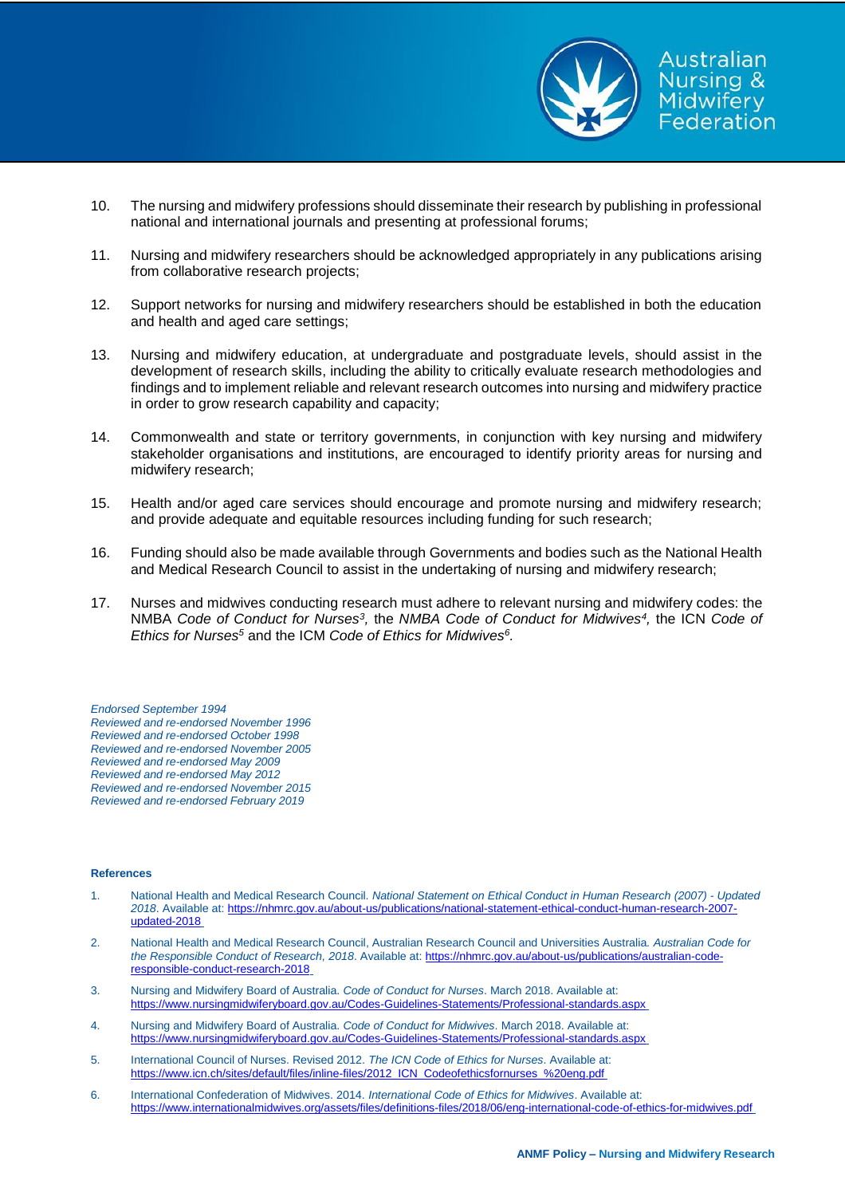10. The nursing and midwifery professions should disseminate their research by publishing in professional national and international journals and presenting at professional forums;

11. Nursing and midwifery researchers should be acknowledged appropriately in any publications arising from collaborative research projects;

12. Support networks for nursing and midwifery researchers should be established in both the education and health and aged care settings;

13. Nursing and midwifery education, at undergraduate and postgraduate levels, should assist in the development of research skills, including the ability to critically evaluate research methodologies and findings and to implement reliable and relevant research outcomes into nursing and midwifery practice in order to grow research capability and capacity;

14. Commonwealth and state or territory governments, in conjunction with key nursing and midwifery stakeholder organisations and institutions, are encouraged to identify priority areas for nursing and midwifery research;

15. Health and/or aged care services should encourage and promote nursing and midwifery research; and provide adequate and equitable resources including funding for such research;

16. Funding should also be made available through Governments and bodies such as the National Health and Medical Research Council to assist in the undertaking of nursing and midwifery research;

17. Nurses and midwives conducting research must adhere to relevant nursing and midwifery codes: the NMBA *Code of Conduct for Nurses*[3], the *NMBA Code of Conduct for Midwives*[4], the ICN *Code of Ethics for Nurses*[5] and the ICM *Code of Ethics for Midwives*[6].

*Endorsed September 1994*
*Reviewed and re-endorsed November 1996*
*Reviewed and re-endorsed October 1998*
*Reviewed and re-endorsed November 2005*
*Reviewed and re-endorsed May 2009*
*Reviewed and re-endorsed May 2012*
*Reviewed and re-endorsed November 2015*
*Reviewed and re-endorsed February 2019*

**References**

1. National Health and Medical Research Council. *National Statement on Ethical Conduct in Human Research (2007) - Updated 2018*. Available at: https://nhmrc.gov.au/about-us/publications/national-statement-ethical-conduct-human-research-2007-updated-2018

2. National Health and Medical Research Council, Australian Research Council and Universities Australia. *Australian Code for the Responsible Conduct of Research, 2018*. Available at: https://nhmrc.gov.au/about-us/publications/australian-code-responsible-conduct-research-2018

3. Nursing and Midwifery Board of Australia. *Code of Conduct for Nurses*. March 2018. Available at: https://www.nursingmidwiferyboard.gov.au/Codes-Guidelines-Statements/Professional-standards.aspx

4. Nursing and Midwifery Board of Australia. *Code of Conduct for Midwives*. March 2018. Available at: https://www.nursingmidwiferyboard.gov.au/Codes-Guidelines-Statements/Professional-standards.aspx

5. International Council of Nurses. Revised 2012. *The ICN Code of Ethics for Nurses*. Available at: https://www.icn.ch/sites/default/files/inline-files/2012_ICN_Codeofethicsfornurses_%20eng.pdf

6. International Confederation of Midwives. 2014. *International Code of Ethics for Midwives*. Available at: https://www.internationalmidwives.org/assets/files/definitions-files/2018/06/eng-international-code-of-ethics-for-midwives.pdf